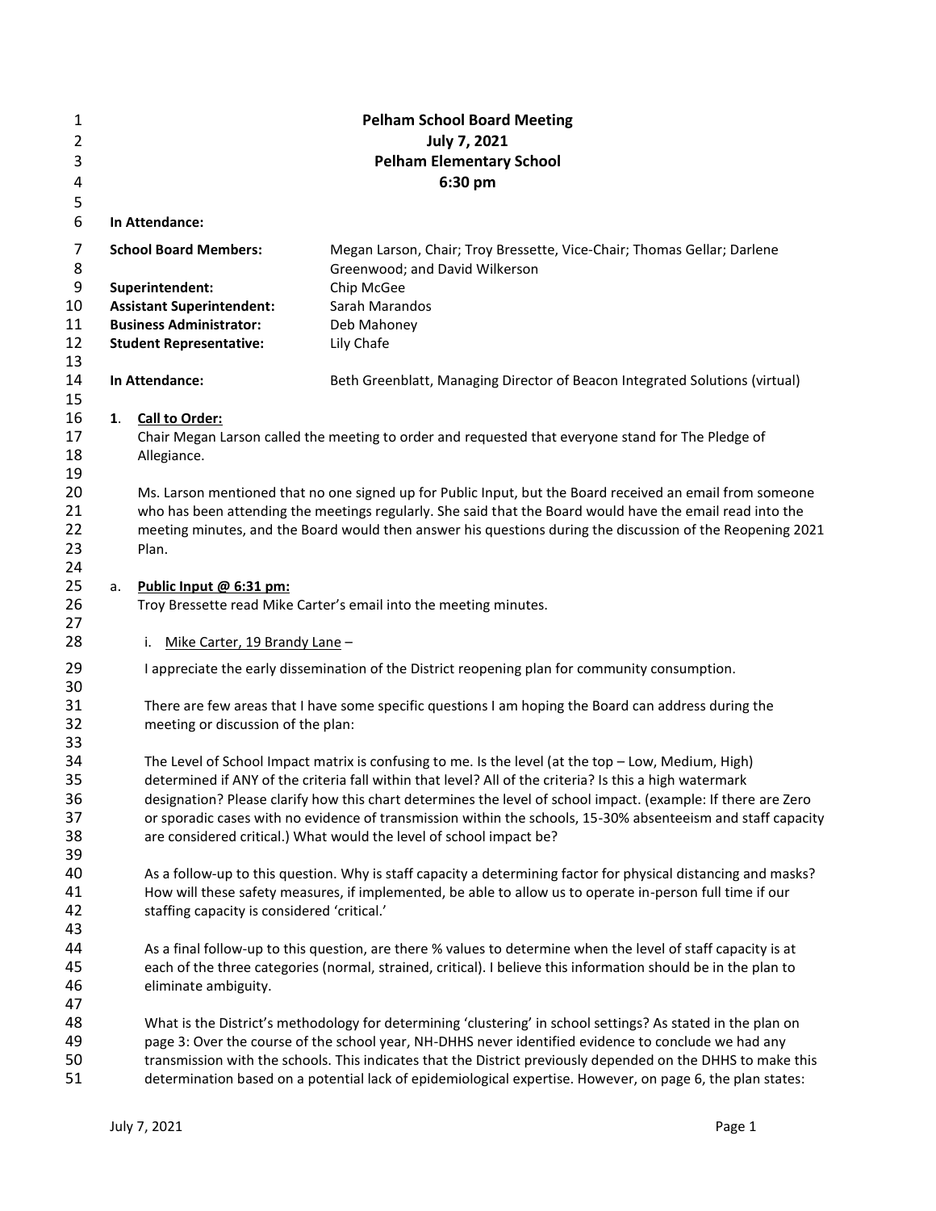# Pelham School Board Meeting

**July 7, 2021**
**Pelham Elementary School**
**6:30 pm**

**In Attendance:**

| | |
|---|---|
| **School Board Members:** | Megan Larson, Chair; Troy Bressette, Vice-Chair; Thomas Gellar; Darlene Greenwood; and David Wilkerson |
| **Superintendent:** | Chip McGee |
| **Assistant Superintendent:** | Sarah Marandos |
| **Business Administrator:** | Deb Mahoney |
| **Student Representative:** | Lily Chafe |
| **In Attendance:** | Beth Greenblatt, Managing Director of Beacon Integrated Solutions (virtual) |

**1. Call to Order:**

Chair Megan Larson called the meeting to order and requested that everyone stand for The Pledge of Allegiance.

Ms. Larson mentioned that no one signed up for Public Input, but the Board received an email from someone who has been attending the meetings regularly. She said that the Board would have the email read into the meeting minutes, and the Board would then answer his questions during the discussion of the Reopening 2021 Plan.

a. **Public Input @ 6:31 pm:**

Troy Bressette read Mike Carter's email into the meeting minutes.

i. Mike Carter, 19 Brandy Lane –

I appreciate the early dissemination of the District reopening plan for community consumption.

There are few areas that I have some specific questions I am hoping the Board can address during the meeting or discussion of the plan:

The Level of School Impact matrix is confusing to me. Is the level (at the top – Low, Medium, High) determined if ANY of the criteria fall within that level? All of the criteria? Is this a high watermark designation? Please clarify how this chart determines the level of school impact. (example: If there are Zero or sporadic cases with no evidence of transmission within the schools, 15-30% absenteeism and staff capacity are considered critical.) What would the level of school impact be?

As a follow-up to this question. Why is staff capacity a determining factor for physical distancing and masks? How will these safety measures, if implemented, be able to allow us to operate in-person full time if our staffing capacity is considered 'critical.'

As a final follow-up to this question, are there % values to determine when the level of staff capacity is at each of the three categories (normal, strained, critical). I believe this information should be in the plan to eliminate ambiguity.

What is the District's methodology for determining 'clustering' in school settings? As stated in the plan on page 3: Over the course of the school year, NH-DHHS never identified evidence to conclude we had any transmission with the schools. This indicates that the District previously depended on the DHHS to make this determination based on a potential lack of epidemiological expertise. However, on page 6, the plan states: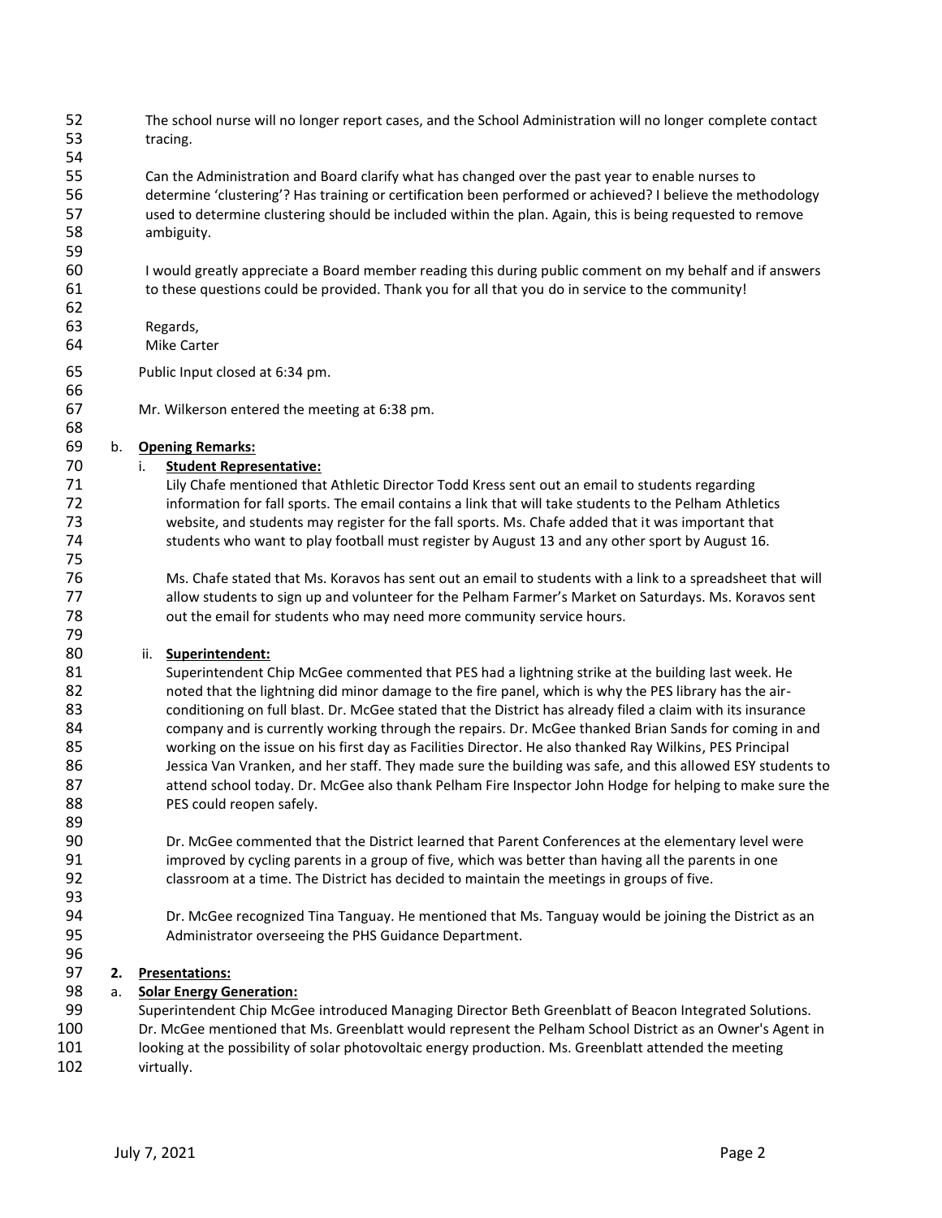The school nurse will no longer report cases, and the School Administration will no longer complete contact tracing.

Can the Administration and Board clarify what has changed over the past year to enable nurses to determine 'clustering'? Has training or certification been performed or achieved? I believe the methodology used to determine clustering should be included within the plan. Again, this is being requested to remove ambiguity.

I would greatly appreciate a Board member reading this during public comment on my behalf and if answers to these questions could be provided. Thank you for all that you do in service to the community!

Regards,
Mike Carter

Public Input closed at 6:34 pm.

Mr. Wilkerson entered the meeting at 6:38 pm.

b. **Opening Remarks:**

i. **Student Representative:**

Lily Chafe mentioned that Athletic Director Todd Kress sent out an email to students regarding information for fall sports. The email contains a link that will take students to the Pelham Athletics website, and students may register for the fall sports. Ms. Chafe added that it was important that students who want to play football must register by August 13 and any other sport by August 16.

Ms. Chafe stated that Ms. Koravos has sent out an email to students with a link to a spreadsheet that will allow students to sign up and volunteer for the Pelham Farmer's Market on Saturdays. Ms. Koravos sent out the email for students who may need more community service hours.

ii. **Superintendent:**

Superintendent Chip McGee commented that PES had a lightning strike at the building last week. He noted that the lightning did minor damage to the fire panel, which is why the PES library has the air-conditioning on full blast. Dr. McGee stated that the District has already filed a claim with its insurance company and is currently working through the repairs. Dr. McGee thanked Brian Sands for coming in and working on the issue on his first day as Facilities Director. He also thanked Ray Wilkins, PES Principal Jessica Van Vranken, and her staff. They made sure the building was safe, and this allowed ESY students to attend school today. Dr. McGee also thank Pelham Fire Inspector John Hodge for helping to make sure the PES could reopen safely.

Dr. McGee commented that the District learned that Parent Conferences at the elementary level were improved by cycling parents in a group of five, which was better than having all the parents in one classroom at a time. The District has decided to maintain the meetings in groups of five.

Dr. McGee recognized Tina Tanguay. He mentioned that Ms. Tanguay would be joining the District as an Administrator overseeing the PHS Guidance Department.

**2. Presentations:**

a. **Solar Energy Generation:**

Superintendent Chip McGee introduced Managing Director Beth Greenblatt of Beacon Integrated Solutions. Dr. McGee mentioned that Ms. Greenblatt would represent the Pelham School District as an Owner's Agent in looking at the possibility of solar photovoltaic energy production. Ms. Greenblatt attended the meeting virtually.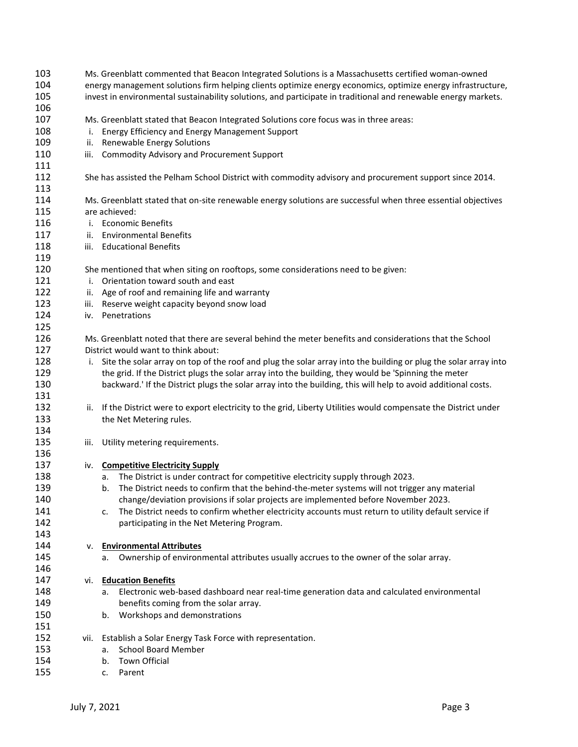Ms. Greenblatt commented that Beacon Integrated Solutions is a Massachusetts certified woman-owned energy management solutions firm helping clients optimize energy economics, optimize energy infrastructure, invest in environmental sustainability solutions, and participate in traditional and renewable energy markets.

Ms. Greenblatt stated that Beacon Integrated Solutions core focus was in three areas:

i. Energy Efficiency and Energy Management Support
ii. Renewable Energy Solutions
iii. Commodity Advisory and Procurement Support

She has assisted the Pelham School District with commodity advisory and procurement support since 2014.

Ms. Greenblatt stated that on-site renewable energy solutions are successful when three essential objectives are achieved:

i. Economic Benefits
ii. Environmental Benefits
iii. Educational Benefits

She mentioned that when siting on rooftops, some considerations need to be given:

i. Orientation toward south and east
ii. Age of roof and remaining life and warranty
iii. Reserve weight capacity beyond snow load
iv. Penetrations

Ms. Greenblatt noted that there are several behind the meter benefits and considerations that the School District would want to think about:

i. Site the solar array on top of the roof and plug the solar array into the building or plug the solar array into the grid. If the District plugs the solar array into the building, they would be 'Spinning the meter backward.' If the District plugs the solar array into the building, this will help to avoid additional costs.

ii. If the District were to export electricity to the grid, Liberty Utilities would compensate the District under the Net Metering rules.

iii. Utility metering requirements.

iv. **Competitive Electricity Supply**
   a. The District is under contract for competitive electricity supply through 2023.
   b. The District needs to confirm that the behind-the-meter systems will not trigger any material change/deviation provisions if solar projects are implemented before November 2023.
   c. The District needs to confirm whether electricity accounts must return to utility default service if participating in the Net Metering Program.

v. **Environmental Attributes**
   a. Ownership of environmental attributes usually accrues to the owner of the solar array.

vi. **Education Benefits**
   a. Electronic web-based dashboard near real-time generation data and calculated environmental benefits coming from the solar array.
   b. Workshops and demonstrations

vii. Establish a Solar Energy Task Force with representation.
   a. School Board Member
   b. Town Official
   c. Parent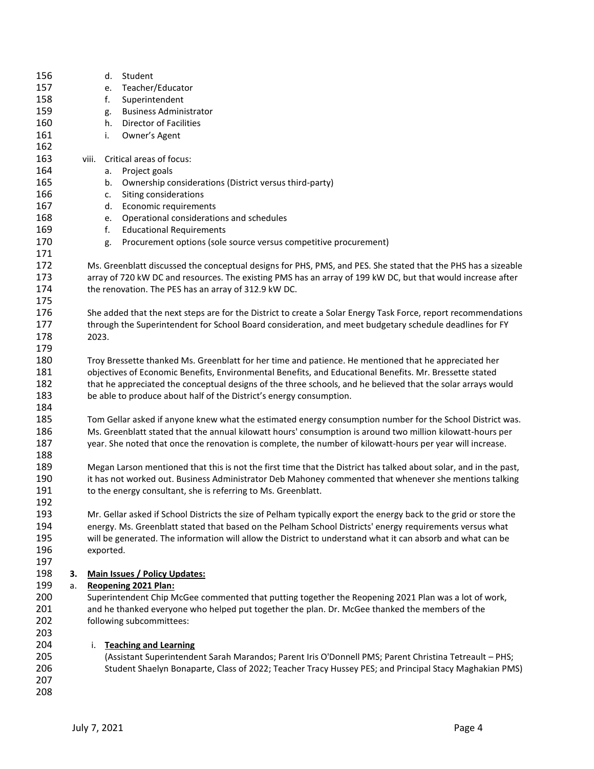d. Student
e. Teacher/Educator
f. Superintendent
g. Business Administrator
h. Director of Facilities
i. Owner's Agent

viii. Critical areas of focus:
a. Project goals
b. Ownership considerations (District versus third-party)
c. Siting considerations
d. Economic requirements
e. Operational considerations and schedules
f. Educational Requirements
g. Procurement options (sole source versus competitive procurement)

Ms. Greenblatt discussed the conceptual designs for PHS, PMS, and PES. She stated that the PHS has a sizeable array of 720 kW DC and resources. The existing PMS has an array of 199 kW DC, but that would increase after the renovation. The PES has an array of 312.9 kW DC.

She added that the next steps are for the District to create a Solar Energy Task Force, report recommendations through the Superintendent for School Board consideration, and meet budgetary schedule deadlines for FY 2023.

Troy Bressette thanked Ms. Greenblatt for her time and patience. He mentioned that he appreciated her objectives of Economic Benefits, Environmental Benefits, and Educational Benefits. Mr. Bressette stated that he appreciated the conceptual designs of the three schools, and he believed that the solar arrays would be able to produce about half of the District's energy consumption.

Tom Gellar asked if anyone knew what the estimated energy consumption number for the School District was. Ms. Greenblatt stated that the annual kilowatt hours' consumption is around two million kilowatt-hours per year. She noted that once the renovation is complete, the number of kilowatt-hours per year will increase.

Megan Larson mentioned that this is not the first time that the District has talked about solar, and in the past, it has not worked out. Business Administrator Deb Mahoney commented that whenever she mentions talking to the energy consultant, she is referring to Ms. Greenblatt.

Mr. Gellar asked if School Districts the size of Pelham typically export the energy back to the grid or store the energy. Ms. Greenblatt stated that based on the Pelham School Districts' energy requirements versus what will be generated. The information will allow the District to understand what it can absorb and what can be exported.

**3. Main Issues / Policy Updates:**

**a. Reopening 2021 Plan:**

Superintendent Chip McGee commented that putting together the Reopening 2021 Plan was a lot of work, and he thanked everyone who helped put together the plan. Dr. McGee thanked the members of the following subcommittees:

i. **Teaching and Learning**
(Assistant Superintendent Sarah Marandos; Parent Iris O'Donnell PMS; Parent Christina Tetreault – PHS; Student Shaelyn Bonaparte, Class of 2022; Teacher Tracy Hussey PES; and Principal Stacy Maghakian PMS)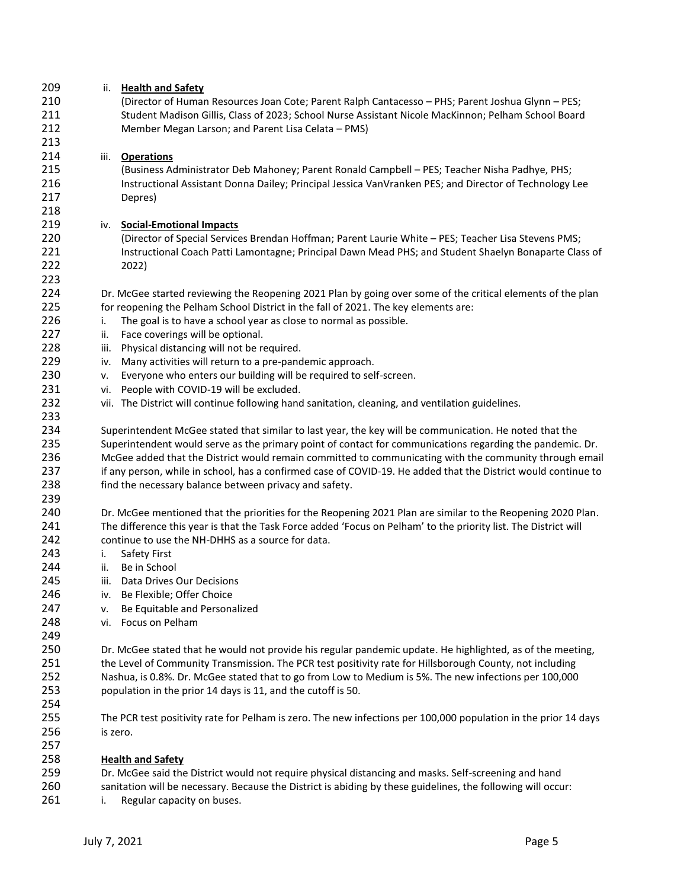ii. **Health and Safety**
(Director of Human Resources Joan Cote; Parent Ralph Cantacesso – PHS; Parent Joshua Glynn – PES; Student Madison Gillis, Class of 2023; School Nurse Assistant Nicole MacKinnon; Pelham School Board Member Megan Larson; and Parent Lisa Celata – PMS)

iii. **Operations**
(Business Administrator Deb Mahoney; Parent Ronald Campbell – PES; Teacher Nisha Padhye, PHS; Instructional Assistant Donna Dailey; Principal Jessica VanVranken PES; and Director of Technology Lee Depres)

iv. **Social-Emotional Impacts**
(Director of Special Services Brendan Hoffman; Parent Laurie White – PES; Teacher Lisa Stevens PMS; Instructional Coach Patti Lamontagne; Principal Dawn Mead PHS; and Student Shaelyn Bonaparte Class of 2022)

Dr. McGee started reviewing the Reopening 2021 Plan by going over some of the critical elements of the plan for reopening the Pelham School District in the fall of 2021. The key elements are:

i. The goal is to have a school year as close to normal as possible.
ii. Face coverings will be optional.
iii. Physical distancing will not be required.
iv. Many activities will return to a pre-pandemic approach.
v. Everyone who enters our building will be required to self-screen.
vi. People with COVID-19 will be excluded.
vii. The District will continue following hand sanitation, cleaning, and ventilation guidelines.

Superintendent McGee stated that similar to last year, the key will be communication. He noted that the Superintendent would serve as the primary point of contact for communications regarding the pandemic. Dr. McGee added that the District would remain committed to communicating with the community through email if any person, while in school, has a confirmed case of COVID-19. He added that the District would continue to find the necessary balance between privacy and safety.

Dr. McGee mentioned that the priorities for the Reopening 2021 Plan are similar to the Reopening 2020 Plan. The difference this year is that the Task Force added 'Focus on Pelham' to the priority list. The District will continue to use the NH-DHHS as a source for data.

i. Safety First
ii. Be in School
iii. Data Drives Our Decisions
iv. Be Flexible; Offer Choice
v. Be Equitable and Personalized
vi. Focus on Pelham

Dr. McGee stated that he would not provide his regular pandemic update. He highlighted, as of the meeting, the Level of Community Transmission. The PCR test positivity rate for Hillsborough County, not including Nashua, is 0.8%. Dr. McGee stated that to go from Low to Medium is 5%. The new infections per 100,000 population in the prior 14 days is 11, and the cutoff is 50.

The PCR test positivity rate for Pelham is zero. The new infections per 100,000 population in the prior 14 days is zero.

**Health and Safety**

Dr. McGee said the District would not require physical distancing and masks. Self-screening and hand sanitation will be necessary. Because the District is abiding by these guidelines, the following will occur:

i. Regular capacity on buses.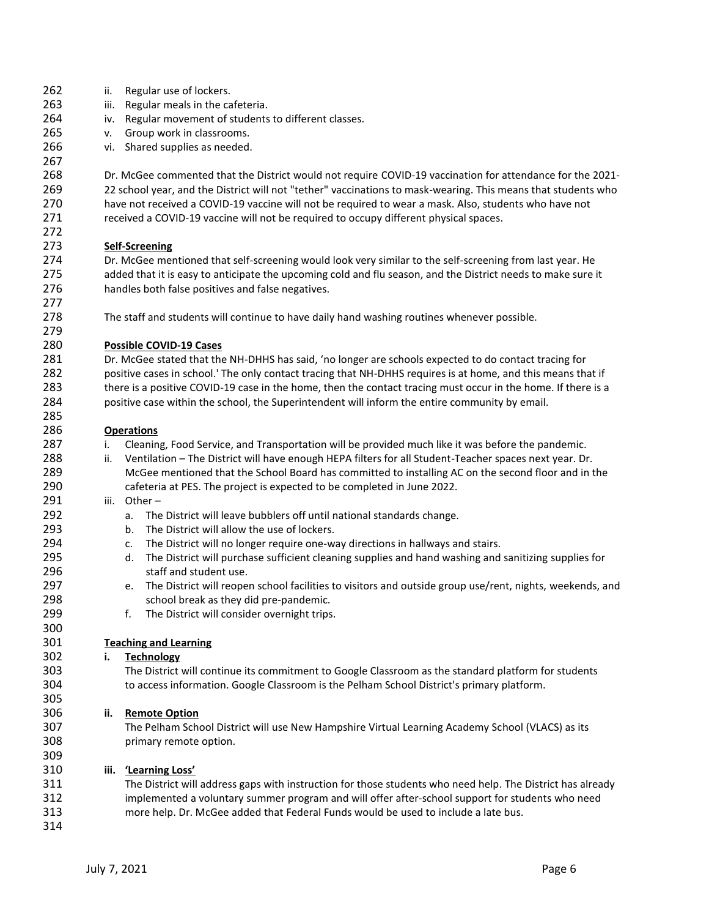ii. Regular use of lockers.
iii. Regular meals in the cafeteria.
iv. Regular movement of students to different classes.
v. Group work in classrooms.
vi. Shared supplies as needed.

Dr. McGee commented that the District would not require COVID-19 vaccination for attendance for the 2021-22 school year, and the District will not "tether" vaccinations to mask-wearing. This means that students who have not received a COVID-19 vaccine will not be required to wear a mask. Also, students who have not received a COVID-19 vaccine will not be required to occupy different physical spaces.

**Self-Screening**

Dr. McGee mentioned that self-screening would look very similar to the self-screening from last year. He added that it is easy to anticipate the upcoming cold and flu season, and the District needs to make sure it handles both false positives and false negatives.

The staff and students will continue to have daily hand washing routines whenever possible.

**Possible COVID-19 Cases**

Dr. McGee stated that the NH-DHHS has said, 'no longer are schools expected to do contact tracing for positive cases in school.' The only contact tracing that NH-DHHS requires is at home, and this means that if there is a positive COVID-19 case in the home, then the contact tracing must occur in the home. If there is a positive case within the school, the Superintendent will inform the entire community by email.

**Operations**

i. Cleaning, Food Service, and Transportation will be provided much like it was before the pandemic.
ii. Ventilation – The District will have enough HEPA filters for all Student-Teacher spaces next year. Dr. McGee mentioned that the School Board has committed to installing AC on the second floor and in the cafeteria at PES. The project is expected to be completed in June 2022.
iii. Other –
   a. The District will leave bubblers off until national standards change.
   b. The District will allow the use of lockers.
   c. The District will no longer require one-way directions in hallways and stairs.
   d. The District will purchase sufficient cleaning supplies and hand washing and sanitizing supplies for staff and student use.
   e. The District will reopen school facilities to visitors and outside group use/rent, nights, weekends, and school break as they did pre-pandemic.
   f. The District will consider overnight trips.

**Teaching and Learning**

**i. Technology**

The District will continue its commitment to Google Classroom as the standard platform for students to access information. Google Classroom is the Pelham School District's primary platform.

**ii. Remote Option**

The Pelham School District will use New Hampshire Virtual Learning Academy School (VLACS) as its primary remote option.

**iii. 'Learning Loss'**

The District will address gaps with instruction for those students who need help. The District has already implemented a voluntary summer program and will offer after-school support for students who need more help. Dr. McGee added that Federal Funds would be used to include a late bus.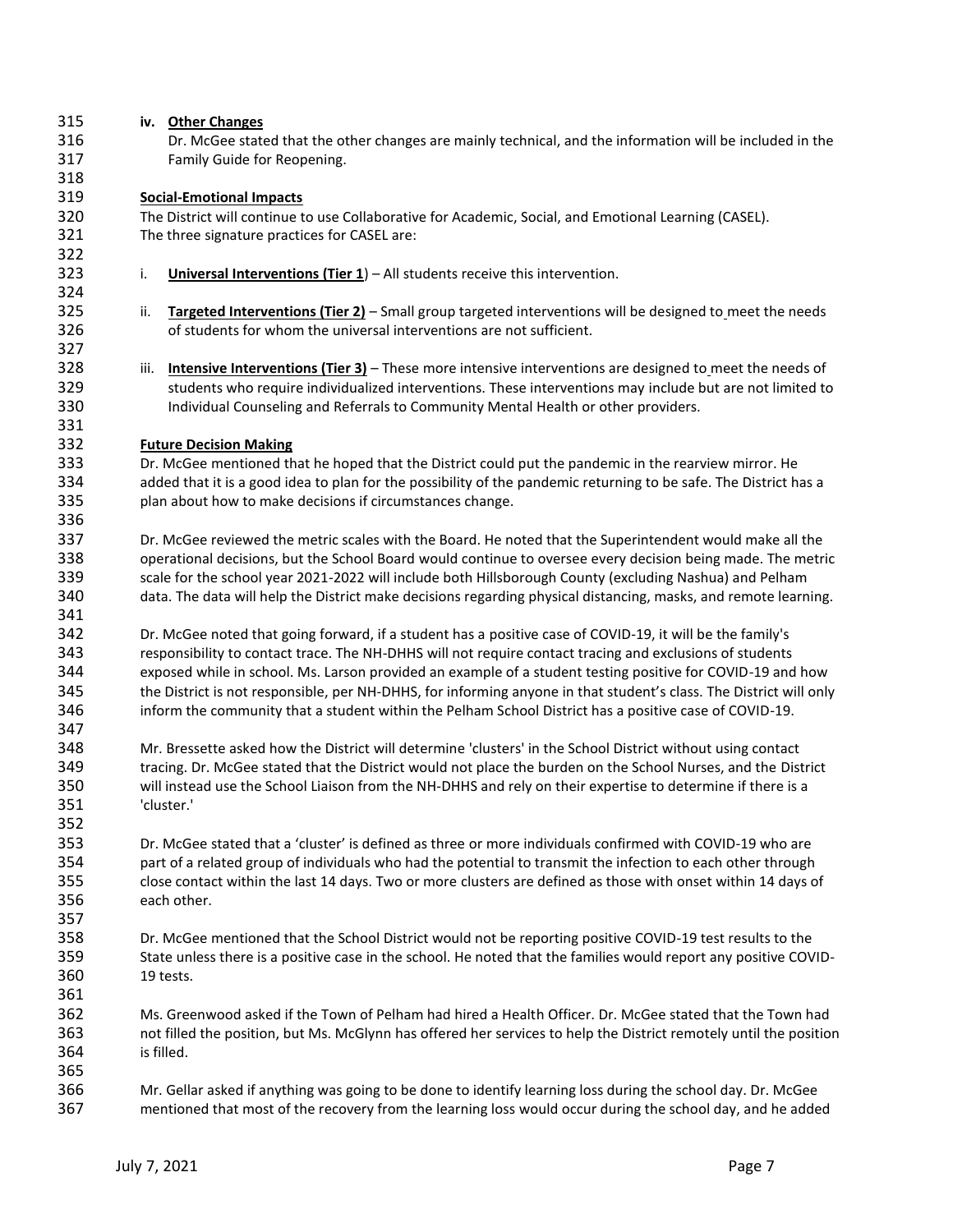**iv. Other Changes**

Dr. McGee stated that the other changes are mainly technical, and the information will be included in the Family Guide for Reopening.

**Social-Emotional Impacts**

The District will continue to use Collaborative for Academic, Social, and Emotional Learning (CASEL). The three signature practices for CASEL are:

i. **Universal Interventions (Tier 1**) – All students receive this intervention.

ii. **Targeted Interventions (Tier 2)** – Small group targeted interventions will be designed to meet the needs of students for whom the universal interventions are not sufficient.

iii. **Intensive Interventions (Tier 3)** – These more intensive interventions are designed to meet the needs of students who require individualized interventions. These interventions may include but are not limited to Individual Counseling and Referrals to Community Mental Health or other providers.

**Future Decision Making**

Dr. McGee mentioned that he hoped that the District could put the pandemic in the rearview mirror. He added that it is a good idea to plan for the possibility of the pandemic returning to be safe. The District has a plan about how to make decisions if circumstances change.

Dr. McGee reviewed the metric scales with the Board. He noted that the Superintendent would make all the operational decisions, but the School Board would continue to oversee every decision being made. The metric scale for the school year 2021-2022 will include both Hillsborough County (excluding Nashua) and Pelham data. The data will help the District make decisions regarding physical distancing, masks, and remote learning.

Dr. McGee noted that going forward, if a student has a positive case of COVID-19, it will be the family's responsibility to contact trace. The NH-DHHS will not require contact tracing and exclusions of students exposed while in school. Ms. Larson provided an example of a student testing positive for COVID-19 and how the District is not responsible, per NH-DHHS, for informing anyone in that student's class. The District will only inform the community that a student within the Pelham School District has a positive case of COVID-19.

Mr. Bressette asked how the District will determine 'clusters' in the School District without using contact tracing. Dr. McGee stated that the District would not place the burden on the School Nurses, and the District will instead use the School Liaison from the NH-DHHS and rely on their expertise to determine if there is a 'cluster.'

Dr. McGee stated that a 'cluster' is defined as three or more individuals confirmed with COVID-19 who are part of a related group of individuals who had the potential to transmit the infection to each other through close contact within the last 14 days. Two or more clusters are defined as those with onset within 14 days of each other.

Dr. McGee mentioned that the School District would not be reporting positive COVID-19 test results to the State unless there is a positive case in the school. He noted that the families would report any positive COVID-19 tests.

Ms. Greenwood asked if the Town of Pelham had hired a Health Officer. Dr. McGee stated that the Town had not filled the position, but Ms. McGlynn has offered her services to help the District remotely until the position is filled.

Mr. Gellar asked if anything was going to be done to identify learning loss during the school day. Dr. McGee mentioned that most of the recovery from the learning loss would occur during the school day, and he added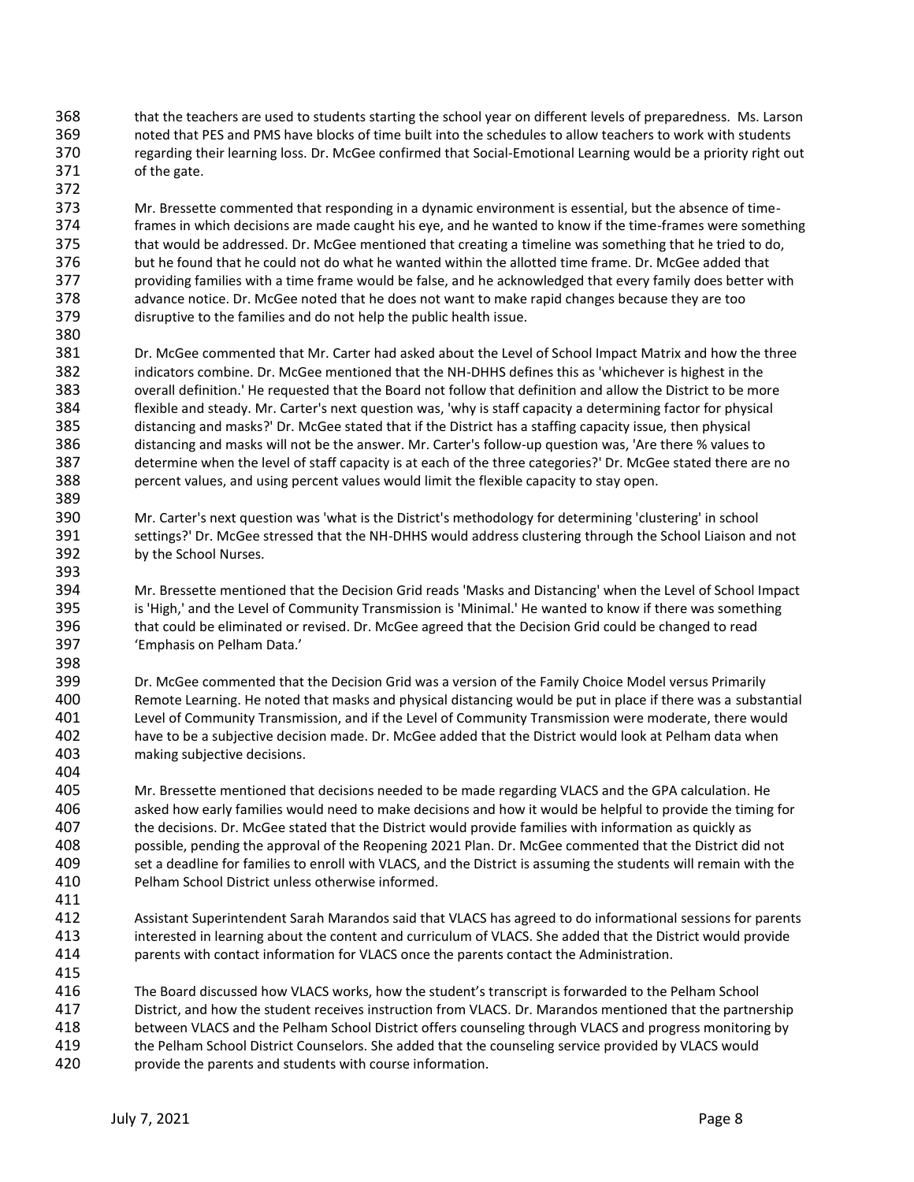that the teachers are used to students starting the school year on different levels of preparedness. Ms. Larson noted that PES and PMS have blocks of time built into the schedules to allow teachers to work with students regarding their learning loss. Dr. McGee confirmed that Social-Emotional Learning would be a priority right out of the gate.

Mr. Bressette commented that responding in a dynamic environment is essential, but the absence of time-frames in which decisions are made caught his eye, and he wanted to know if the time-frames were something that would be addressed. Dr. McGee mentioned that creating a timeline was something that he tried to do, but he found that he could not do what he wanted within the allotted time frame. Dr. McGee added that providing families with a time frame would be false, and he acknowledged that every family does better with advance notice. Dr. McGee noted that he does not want to make rapid changes because they are too disruptive to the families and do not help the public health issue.

Dr. McGee commented that Mr. Carter had asked about the Level of School Impact Matrix and how the three indicators combine. Dr. McGee mentioned that the NH-DHHS defines this as 'whichever is highest in the overall definition.' He requested that the Board not follow that definition and allow the District to be more flexible and steady. Mr. Carter's next question was, 'why is staff capacity a determining factor for physical distancing and masks?' Dr. McGee stated that if the District has a staffing capacity issue, then physical distancing and masks will not be the answer. Mr. Carter's follow-up question was, 'Are there % values to determine when the level of staff capacity is at each of the three categories?' Dr. McGee stated there are no percent values, and using percent values would limit the flexible capacity to stay open.

Mr. Carter's next question was 'what is the District's methodology for determining 'clustering' in school settings?' Dr. McGee stressed that the NH-DHHS would address clustering through the School Liaison and not by the School Nurses.

Mr. Bressette mentioned that the Decision Grid reads 'Masks and Distancing' when the Level of School Impact is 'High,' and the Level of Community Transmission is 'Minimal.' He wanted to know if there was something that could be eliminated or revised. Dr. McGee agreed that the Decision Grid could be changed to read 'Emphasis on Pelham Data.'

Dr. McGee commented that the Decision Grid was a version of the Family Choice Model versus Primarily Remote Learning. He noted that masks and physical distancing would be put in place if there was a substantial Level of Community Transmission, and if the Level of Community Transmission were moderate, there would have to be a subjective decision made. Dr. McGee added that the District would look at Pelham data when making subjective decisions.

Mr. Bressette mentioned that decisions needed to be made regarding VLACS and the GPA calculation. He asked how early families would need to make decisions and how it would be helpful to provide the timing for the decisions. Dr. McGee stated that the District would provide families with information as quickly as possible, pending the approval of the Reopening 2021 Plan. Dr. McGee commented that the District did not set a deadline for families to enroll with VLACS, and the District is assuming the students will remain with the Pelham School District unless otherwise informed.

Assistant Superintendent Sarah Marandos said that VLACS has agreed to do informational sessions for parents interested in learning about the content and curriculum of VLACS. She added that the District would provide parents with contact information for VLACS once the parents contact the Administration.

The Board discussed how VLACS works, how the student's transcript is forwarded to the Pelham School District, and how the student receives instruction from VLACS. Dr. Marandos mentioned that the partnership between VLACS and the Pelham School District offers counseling through VLACS and progress monitoring by the Pelham School District Counselors. She added that the counseling service provided by VLACS would provide the parents and students with course information.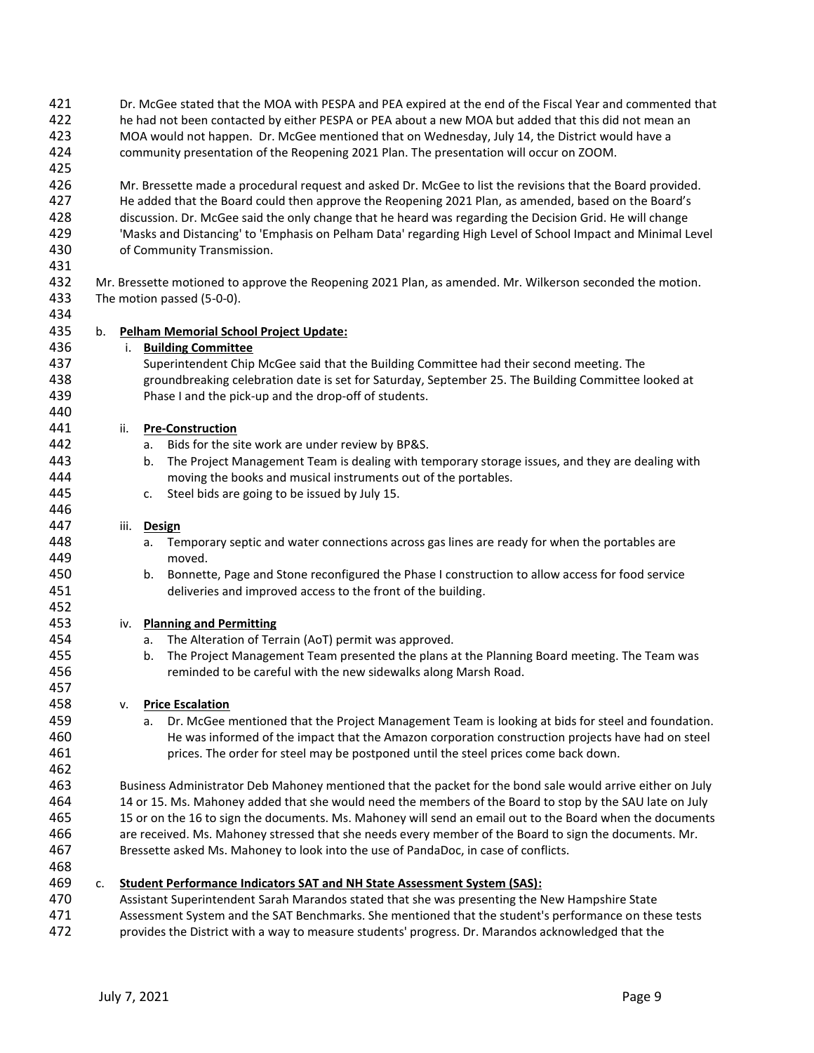Dr. McGee stated that the MOA with PESPA and PEA expired at the end of the Fiscal Year and commented that he had not been contacted by either PESPA or PEA about a new MOA but added that this did not mean an MOA would not happen. Dr. McGee mentioned that on Wednesday, July 14, the District would have a community presentation of the Reopening 2021 Plan. The presentation will occur on ZOOM.

Mr. Bressette made a procedural request and asked Dr. McGee to list the revisions that the Board provided. He added that the Board could then approve the Reopening 2021 Plan, as amended, based on the Board's discussion. Dr. McGee said the only change that he heard was regarding the Decision Grid. He will change 'Masks and Distancing' to 'Emphasis on Pelham Data' regarding High Level of School Impact and Minimal Level of Community Transmission.

Mr. Bressette motioned to approve the Reopening 2021 Plan, as amended. Mr. Wilkerson seconded the motion. The motion passed (5-0-0).

b. **Pelham Memorial School Project Update:**

i. **Building Committee**

Superintendent Chip McGee said that the Building Committee had their second meeting. The groundbreaking celebration date is set for Saturday, September 25. The Building Committee looked at Phase I and the pick-up and the drop-off of students.

ii. **Pre-Construction**

a. Bids for the site work are under review by BP&S.
b. The Project Management Team is dealing with temporary storage issues, and they are dealing with moving the books and musical instruments out of the portables.
c. Steel bids are going to be issued by July 15.

iii. **Design**

a. Temporary septic and water connections across gas lines are ready for when the portables are moved.
b. Bonnette, Page and Stone reconfigured the Phase I construction to allow access for food service deliveries and improved access to the front of the building.

iv. **Planning and Permitting**

a. The Alteration of Terrain (AoT) permit was approved.
b. The Project Management Team presented the plans at the Planning Board meeting. The Team was reminded to be careful with the new sidewalks along Marsh Road.

v. **Price Escalation**

a. Dr. McGee mentioned that the Project Management Team is looking at bids for steel and foundation. He was informed of the impact that the Amazon corporation construction projects have had on steel prices. The order for steel may be postponed until the steel prices come back down.

Business Administrator Deb Mahoney mentioned that the packet for the bond sale would arrive either on July 14 or 15. Ms. Mahoney added that she would need the members of the Board to stop by the SAU late on July 15 or on the 16 to sign the documents. Ms. Mahoney will send an email out to the Board when the documents are received. Ms. Mahoney stressed that she needs every member of the Board to sign the documents. Mr. Bressette asked Ms. Mahoney to look into the use of PandaDoc, in case of conflicts.

c. **Student Performance Indicators SAT and NH State Assessment System (SAS):**

Assistant Superintendent Sarah Marandos stated that she was presenting the New Hampshire State Assessment System and the SAT Benchmarks. She mentioned that the student's performance on these tests provides the District with a way to measure students' progress. Dr. Marandos acknowledged that the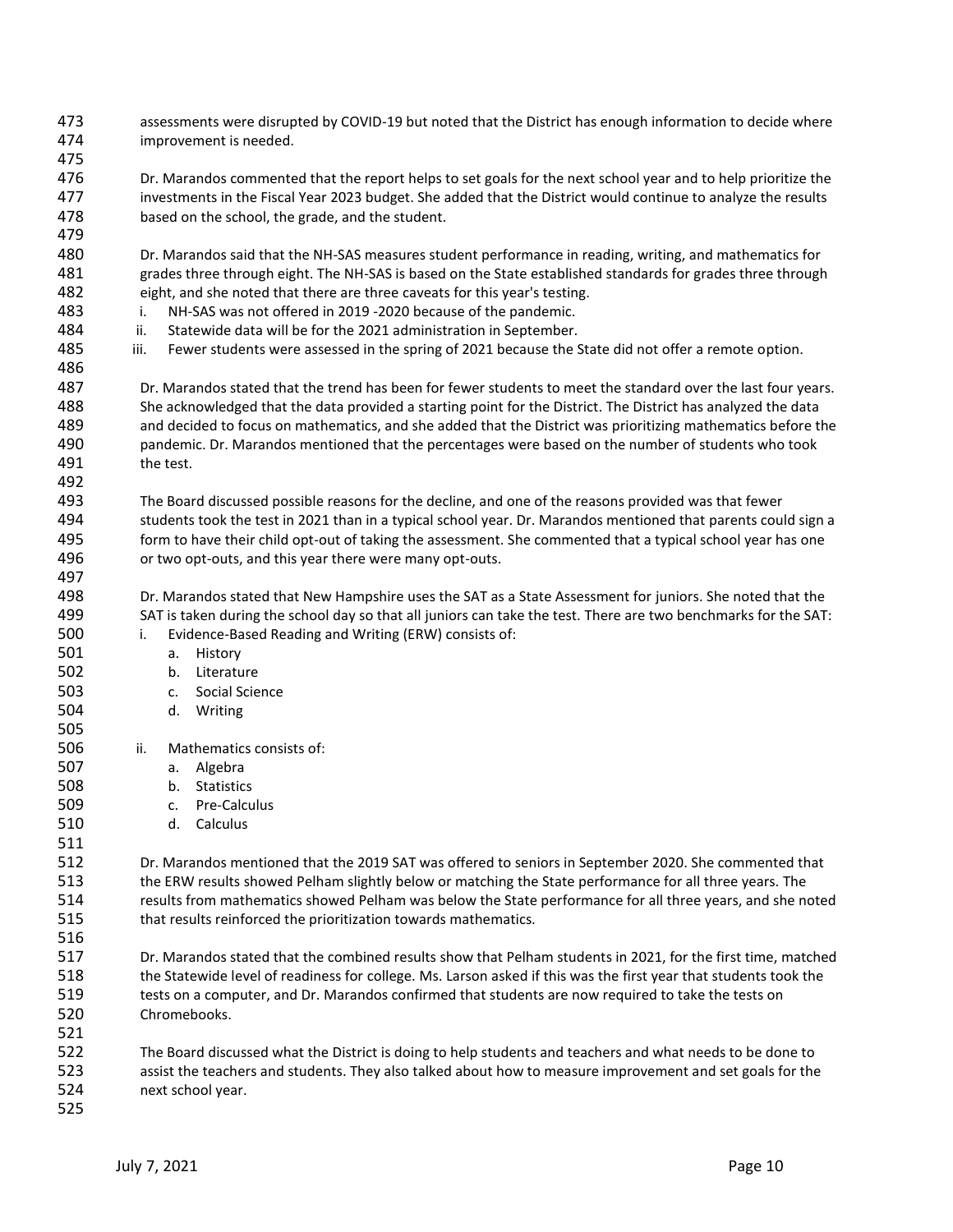assessments were disrupted by COVID-19 but noted that the District has enough information to decide where improvement is needed.

Dr. Marandos commented that the report helps to set goals for the next school year and to help prioritize the investments in the Fiscal Year 2023 budget. She added that the District would continue to analyze the results based on the school, the grade, and the student.

Dr. Marandos said that the NH-SAS measures student performance in reading, writing, and mathematics for grades three through eight. The NH-SAS is based on the State established standards for grades three through eight, and she noted that there are three caveats for this year's testing.

i. NH-SAS was not offered in 2019 -2020 because of the pandemic.
ii. Statewide data will be for the 2021 administration in September.
iii. Fewer students were assessed in the spring of 2021 because the State did not offer a remote option.

Dr. Marandos stated that the trend has been for fewer students to meet the standard over the last four years. She acknowledged that the data provided a starting point for the District. The District has analyzed the data and decided to focus on mathematics, and she added that the District was prioritizing mathematics before the pandemic. Dr. Marandos mentioned that the percentages were based on the number of students who took the test.

The Board discussed possible reasons for the decline, and one of the reasons provided was that fewer students took the test in 2021 than in a typical school year. Dr. Marandos mentioned that parents could sign a form to have their child opt-out of taking the assessment. She commented that a typical school year has one or two opt-outs, and this year there were many opt-outs.

Dr. Marandos stated that New Hampshire uses the SAT as a State Assessment for juniors. She noted that the SAT is taken during the school day so that all juniors can take the test. There are two benchmarks for the SAT:

i. Evidence-Based Reading and Writing (ERW) consists of:
   a. History
   b. Literature
   c. Social Science
   d. Writing

ii. Mathematics consists of:
   a. Algebra
   b. Statistics
   c. Pre-Calculus
   d. Calculus

Dr. Marandos mentioned that the 2019 SAT was offered to seniors in September 2020. She commented that the ERW results showed Pelham slightly below or matching the State performance for all three years. The results from mathematics showed Pelham was below the State performance for all three years, and she noted that results reinforced the prioritization towards mathematics.

Dr. Marandos stated that the combined results show that Pelham students in 2021, for the first time, matched the Statewide level of readiness for college. Ms. Larson asked if this was the first year that students took the tests on a computer, and Dr. Marandos confirmed that students are now required to take the tests on Chromebooks.

The Board discussed what the District is doing to help students and teachers and what needs to be done to assist the teachers and students. They also talked about how to measure improvement and set goals for the next school year.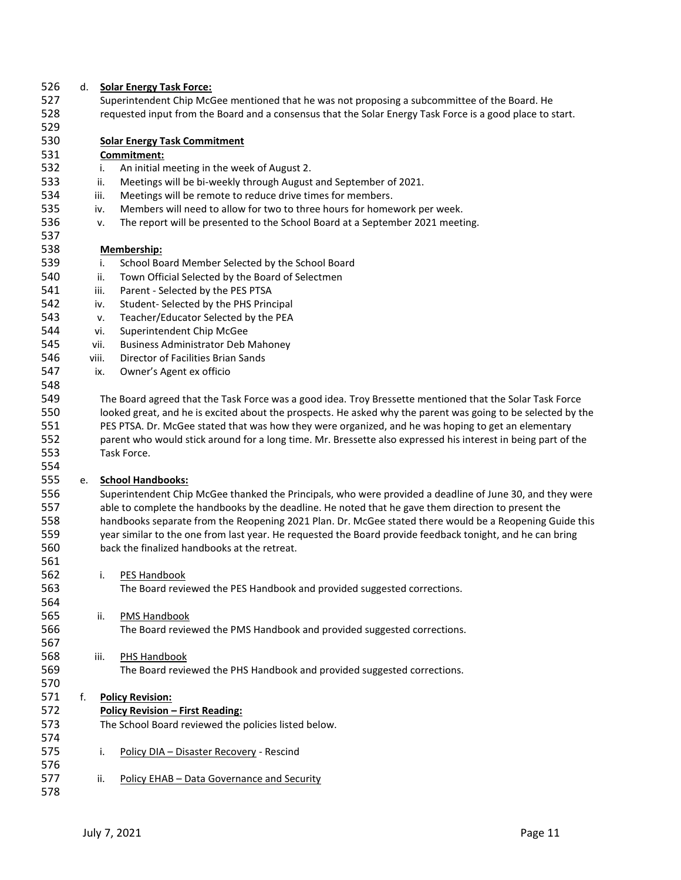d. **Solar Energy Task Force:**

Superintendent Chip McGee mentioned that he was not proposing a subcommittee of the Board. He requested input from the Board and a consensus that the Solar Energy Task Force is a good place to start.

**Solar Energy Task Commitment**

**Commitment:**

i. An initial meeting in the week of August 2.
ii. Meetings will be bi-weekly through August and September of 2021.
iii. Meetings will be remote to reduce drive times for members.
iv. Members will need to allow for two to three hours for homework per week.
v. The report will be presented to the School Board at a September 2021 meeting.

**Membership:**

i. School Board Member Selected by the School Board
ii. Town Official Selected by the Board of Selectmen
iii. Parent - Selected by the PES PTSA
iv. Student- Selected by the PHS Principal
v. Teacher/Educator Selected by the PEA
vi. Superintendent Chip McGee
vii. Business Administrator Deb Mahoney
viii. Director of Facilities Brian Sands
ix. Owner's Agent ex officio

The Board agreed that the Task Force was a good idea. Troy Bressette mentioned that the Solar Task Force looked great, and he is excited about the prospects. He asked why the parent was going to be selected by the PES PTSA. Dr. McGee stated that was how they were organized, and he was hoping to get an elementary parent who would stick around for a long time. Mr. Bressette also expressed his interest in being part of the Task Force.

e. **School Handbooks:**

Superintendent Chip McGee thanked the Principals, who were provided a deadline of June 30, and they were able to complete the handbooks by the deadline. He noted that he gave them direction to present the handbooks separate from the Reopening 2021 Plan. Dr. McGee stated there would be a Reopening Guide this year similar to the one from last year. He requested the Board provide feedback tonight, and he can bring back the finalized handbooks at the retreat.

i. PES Handbook
The Board reviewed the PES Handbook and provided suggested corrections.

ii. PMS Handbook
The Board reviewed the PMS Handbook and provided suggested corrections.

iii. PHS Handbook
The Board reviewed the PHS Handbook and provided suggested corrections.

f. **Policy Revision:**

**Policy Revision – First Reading:**

The School Board reviewed the policies listed below.

i. Policy DIA – Disaster Recovery - Rescind

ii. Policy EHAB – Data Governance and Security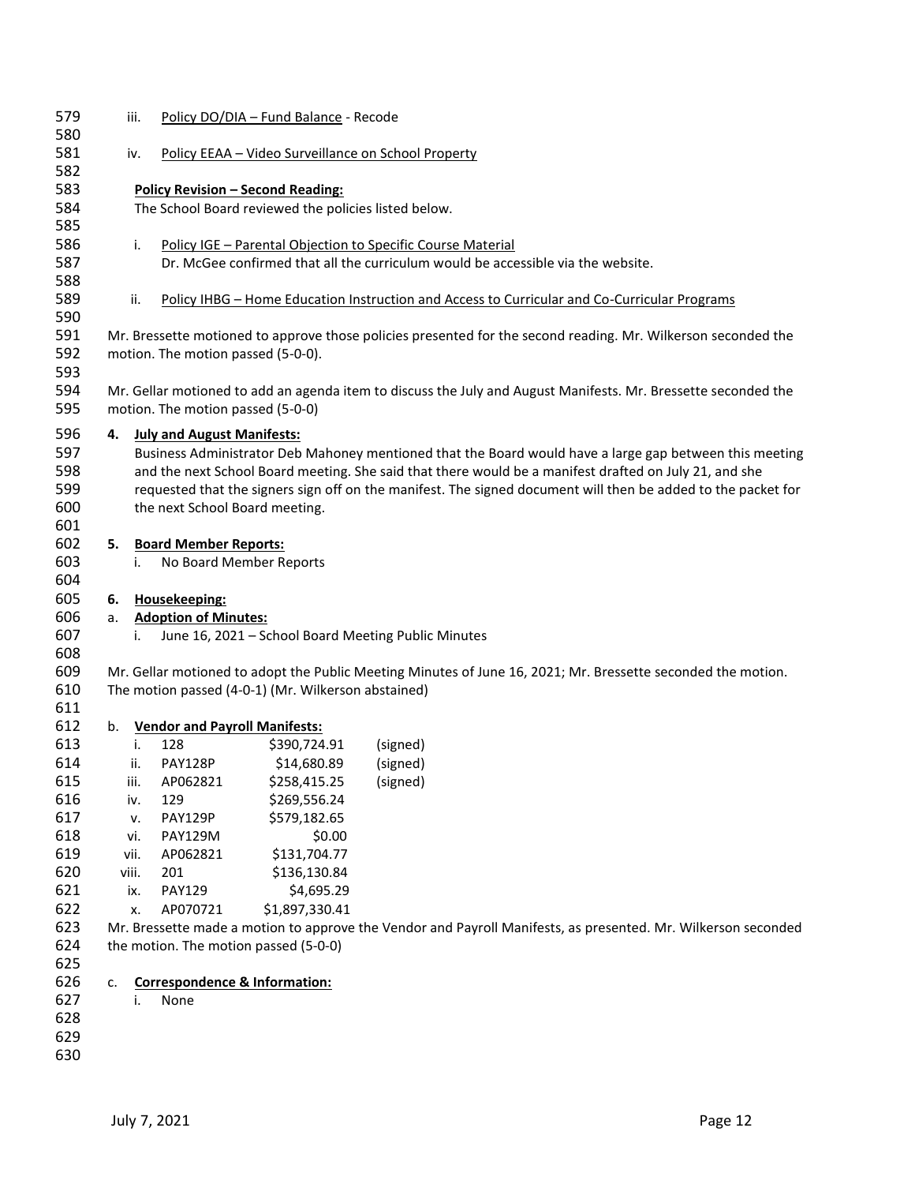iii. Policy DO/DIA – Fund Balance - Recode

iv. Policy EEAA – Video Surveillance on School Property

**Policy Revision – Second Reading:**

The School Board reviewed the policies listed below.

i. Policy IGE – Parental Objection to Specific Course Material
   Dr. McGee confirmed that all the curriculum would be accessible via the website.

ii. Policy IHBG – Home Education Instruction and Access to Curricular and Co-Curricular Programs

Mr. Bressette motioned to approve those policies presented for the second reading. Mr. Wilkerson seconded the motion. The motion passed (5-0-0).

Mr. Gellar motioned to add an agenda item to discuss the July and August Manifests. Mr. Bressette seconded the motion. The motion passed (5-0-0)

**4. July and August Manifests:**

Business Administrator Deb Mahoney mentioned that the Board would have a large gap between this meeting and the next School Board meeting. She said that there would be a manifest drafted on July 21, and she requested that the signers sign off on the manifest. The signed document will then be added to the packet for the next School Board meeting.

**5. Board Member Reports:**

i. No Board Member Reports

**6. Housekeeping:**

**a. Adoption of Minutes:**

i. June 16, 2021 – School Board Meeting Public Minutes

Mr. Gellar motioned to adopt the Public Meeting Minutes of June 16, 2021; Mr. Bressette seconded the motion. The motion passed (4-0-1) (Mr. Wilkerson abstained)

b. **Vendor and Payroll Manifests:**

| | | | |
|---|---|---|---|
| i. | 128 | $390,724.91 | (signed) |
| ii. | PAY128P | $14,680.89 | (signed) |
| iii. | AP062821 | $258,415.25 | (signed) |
| iv. | 129 | $269,556.24 | |
| v. | PAY129P | $579,182.65 | |
| vi. | PAY129M | $0.00 | |
| vii. | AP062821 | $131,704.77 | |
| viii. | 201 | $136,130.84 | |
| ix. | PAY129 | $4,695.29 | |
| x. | AP070721 | $1,897,330.41 | |

Mr. Bressette made a motion to approve the Vendor and Payroll Manifests, as presented. Mr. Wilkerson seconded the motion. The motion passed (5-0-0)

c. **Correspondence & Information:**

i. None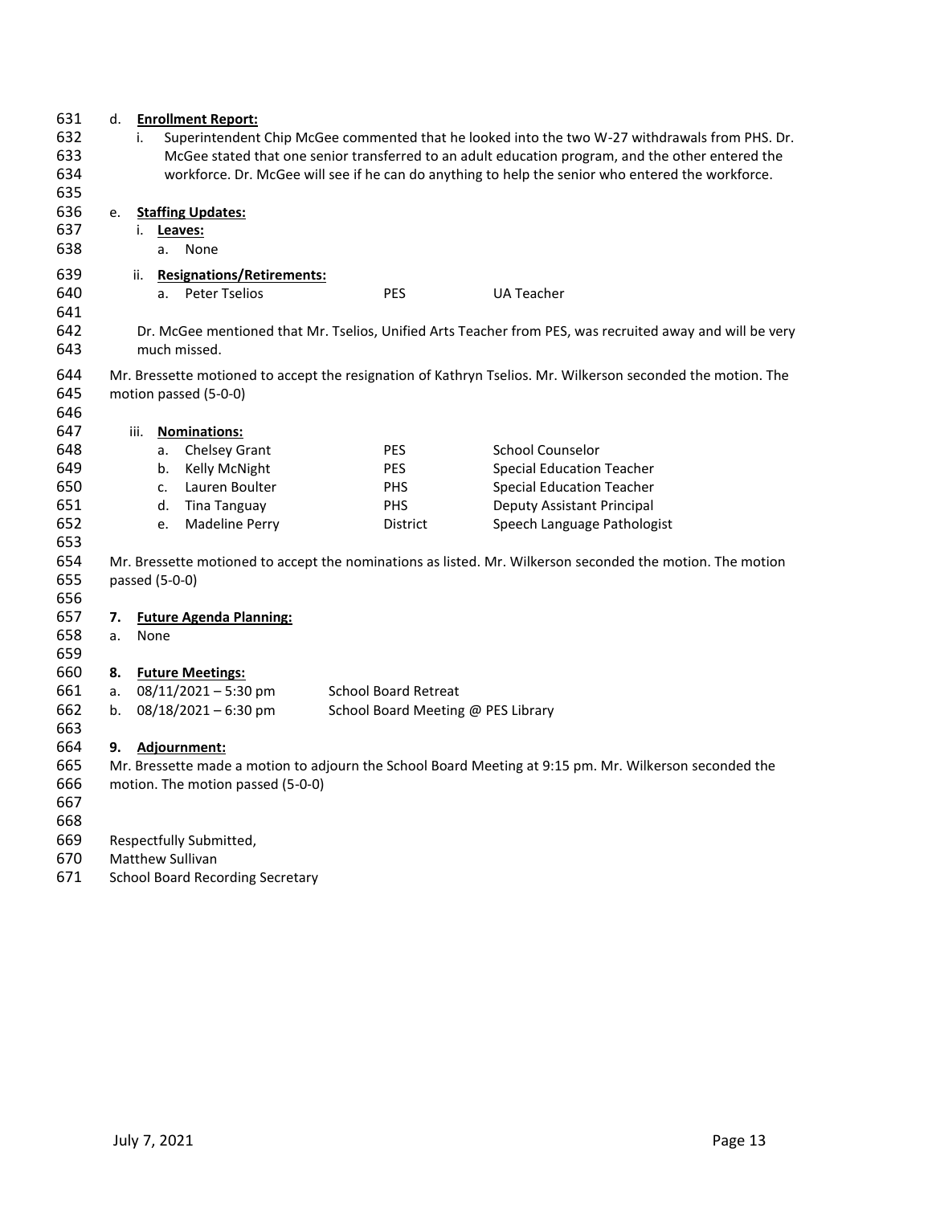d. **Enrollment Report:**

i. Superintendent Chip McGee commented that he looked into the two W-27 withdrawals from PHS. Dr. McGee stated that one senior transferred to an adult education program, and the other entered the workforce. Dr. McGee will see if he can do anything to help the senior who entered the workforce.

e. **Staffing Updates:**

i. **Leaves:**

a. None

ii. **Resignations/Retirements:**

| | | | |
|---|---|---|---|
| a. | Peter Tselios | PES | UA Teacher |

Dr. McGee mentioned that Mr. Tselios, Unified Arts Teacher from PES, was recruited away and will be very much missed.

Mr. Bressette motioned to accept the resignation of Kathryn Tselios. Mr. Wilkerson seconded the motion. The motion passed (5-0-0)

iii. **Nominations:**

| | | | |
|---|---|---|---|
| a. | Chelsey Grant | PES | School Counselor |
| b. | Kelly McNight | PES | Special Education Teacher |
| c. | Lauren Boulter | PHS | Special Education Teacher |
| d. | Tina Tanguay | PHS | Deputy Assistant Principal |
| e. | Madeline Perry | District | Speech Language Pathologist |

Mr. Bressette motioned to accept the nominations as listed. Mr. Wilkerson seconded the motion. The motion passed (5-0-0)

**7. Future Agenda Planning:**

a. None

**8. Future Meetings:**

a. 08/11/2021 – 5:30 pm School Board Retreat

b. 08/18/2021 – 6:30 pm School Board Meeting @ PES Library

**9. Adjournment:**

Mr. Bressette made a motion to adjourn the School Board Meeting at 9:15 pm. Mr. Wilkerson seconded the motion. The motion passed (5-0-0)

Respectfully Submitted,
Matthew Sullivan
School Board Recording Secretary